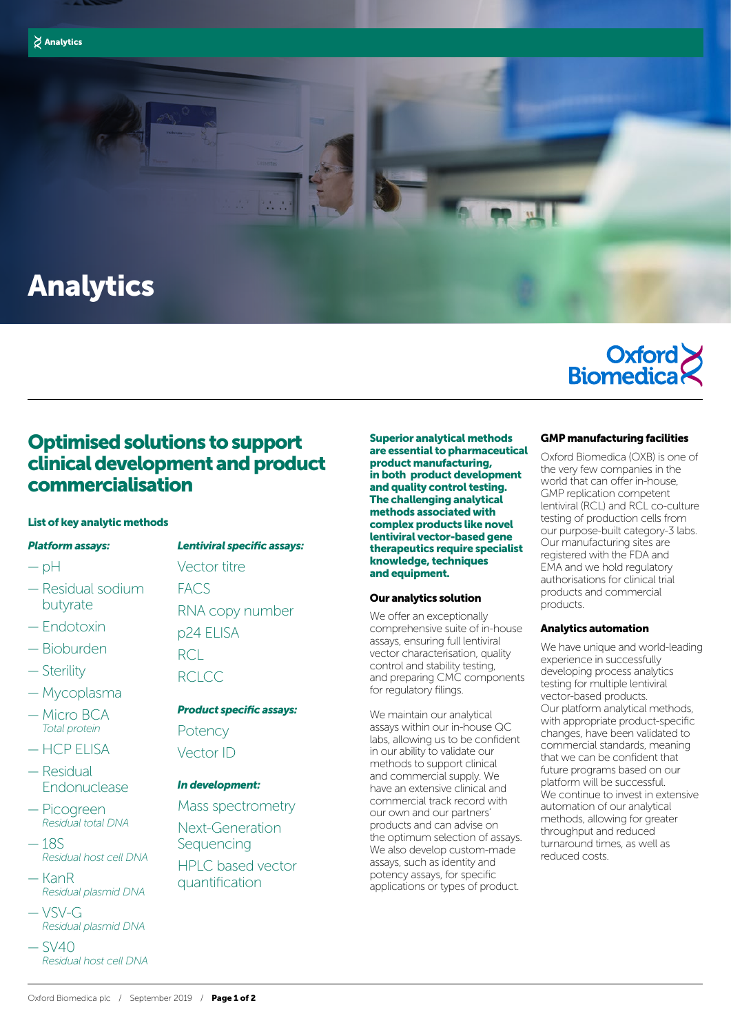# Analytics

## Optimised solutions to support clinical development and product commercialisation

### List of key analytic methods

**_Platform assays:_**

- pH
- Residual sodium butyrate
- Endotoxin
- Bioburden
- Sterility
- Mycoplasma
- Micro BCA
  *Total protein*
- HCP ELISA
- Residual Endonuclease
- Picogreen
  *Residual total DNA*
- 18S
  *Residual host cell DNA*
- KanR
  *Residual plasmid DNA*
- VSV-G
  *Residual plasmid DNA*
- SV40
  *Residual host cell DNA*

**_Lentiviral specific assays:_**

Vector titre

FACS

RNA copy number

p24 ELISA

RCL

RCLCC

**_Product specific assays:_**

Potency

Vector ID

**_In development:_**

Mass spectrometry

Next-Generation Sequencing

HPLC based vector quantification

**Superior analytical methods are essential to pharmaceutical product manufacturing, in both product development and quality control testing. The challenging analytical methods associated with complex products like novel lentiviral vector-based gene therapeutics require specialist knowledge, techniques and equipment.**

### Our analytics solution

We offer an exceptionally comprehensive suite of in-house assays, ensuring full lentiviral vector characterisation, quality control and stability testing, and preparing CMC components for regulatory filings.

We maintain our analytical assays within our in-house QC labs, allowing us to be confident in our ability to validate our methods to support clinical and commercial supply. We have an extensive clinical and commercial track record with our own and our partners' products and can advise on the optimum selection of assays. We also develop custom-made assays, such as identity and potency assays, for specific applications or types of product.

### GMP manufacturing facilities

Oxford Biomedica (OXB) is one of the very few companies in the world that can offer in-house, GMP replication competent lentiviral (RCL) and RCL co-culture testing of production cells from our purpose-built category-3 labs. Our manufacturing sites are registered with the FDA and EMA and we hold regulatory authorisations for clinical trial products and commercial products.

### Analytics automation

We have unique and world-leading experience in successfully developing process analytics testing for multiple lentiviral vector-based products.

Our platform analytical methods, with appropriate product-specific changes, have been validated to commercial standards, meaning that we can be confident that future programs based on our platform will be successful.

We continue to invest in extensive automation of our analytical methods, allowing for greater throughput and reduced turnaround times, as well as reduced costs.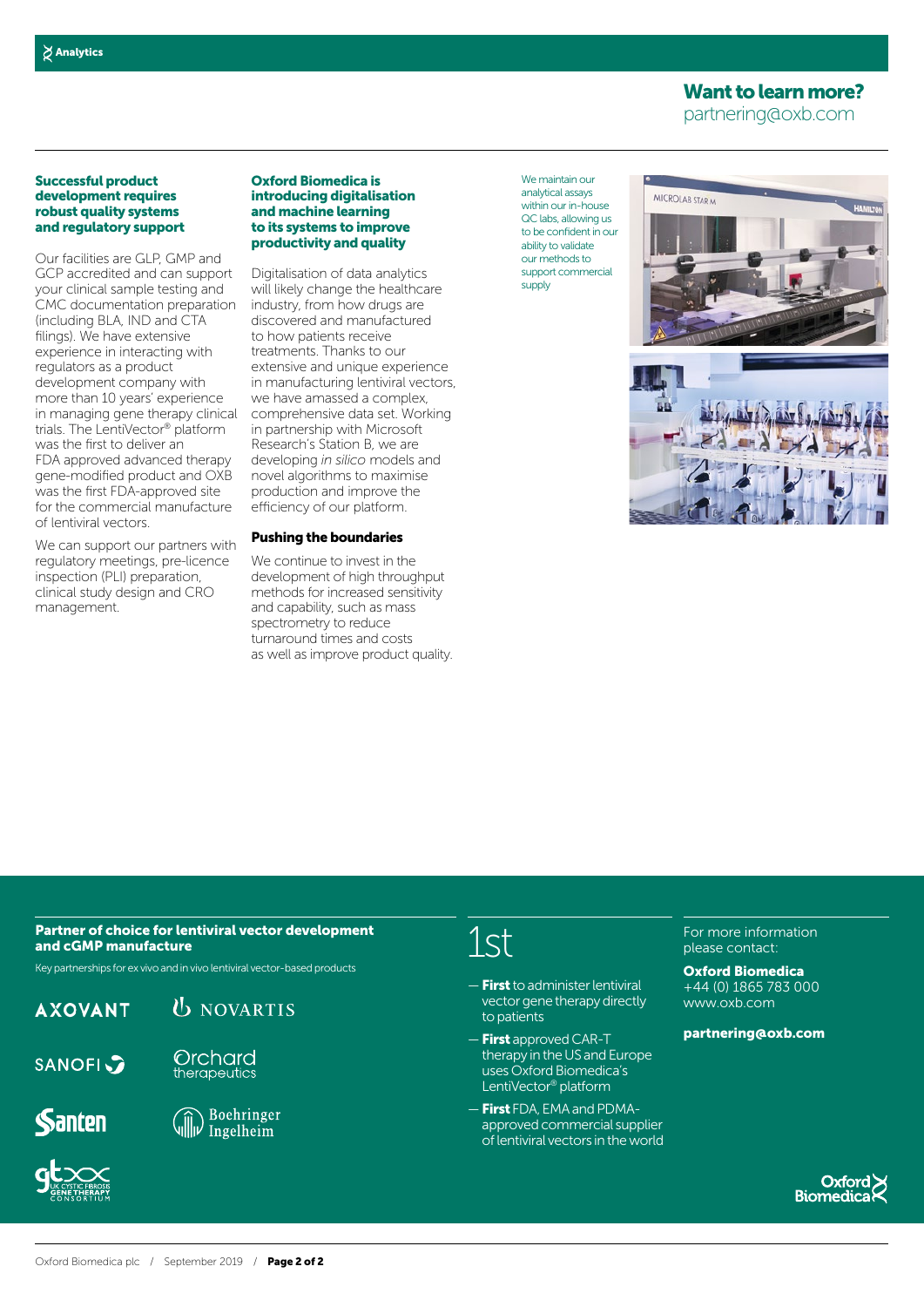Analytics

## Want to learn more?

partnering@oxb.com

### Successful product development requires robust quality systems and regulatory support

Our facilities are GLP, GMP and GCP accredited and can support your clinical sample testing and CMC documentation preparation (including BLA, IND and CTA filings). We have extensive experience in interacting with regulators as a product development company with more than 10 years' experience in managing gene therapy clinical trials. The LentiVector® platform was the first to deliver an FDA approved advanced therapy gene-modified product and OXB was the first FDA-approved site for the commercial manufacture of lentiviral vectors.

We can support our partners with regulatory meetings, pre-licence inspection (PLI) preparation, clinical study design and CRO management.

### Oxford Biomedica is introducing digitalisation and machine learning to its systems to improve productivity and quality

Digitalisation of data analytics will likely change the healthcare industry, from how drugs are discovered and manufactured to how patients receive treatments. Thanks to our extensive and unique experience in manufacturing lentiviral vectors, we have amassed a complex, comprehensive data set. Working in partnership with Microsoft Research's Station B, we are developing *in silico* models and novel algorithms to maximise production and improve the efficiency of our platform.

### Pushing the boundaries

We continue to invest in the development of high throughput methods for increased sensitivity and capability, such as mass spectrometry to reduce turnaround times and costs as well as improve product quality.

We maintain our analytical assays within our in-house QC labs, allowing us to be confident in our ability to validate our methods to support commercial supply

### Partner of choice for lentiviral vector development and cGMP manufacture

Key partnerships for ex vivo and in vivo lentiviral vector-based products

AXOVANT
NOVARTIS
SANOFI
Orchard therapeutics
Santen
Boehringer Ingelheim
gtxx UK Cystic Fibrosis Gene Therapy Consortium

## 1st

- **First** to administer lentiviral vector gene therapy directly to patients
- **First** approved CAR-T therapy in the US and Europe uses Oxford Biomedica's LentiVector® platform
- **First** FDA, EMA and PDMA-approved commercial supplier of lentiviral vectors in the world

For more information please contact:

**Oxford Biomedica**
+44 (0) 1865 783 000
www.oxb.com

**partnering@oxb.com**

Oxford Biomedica